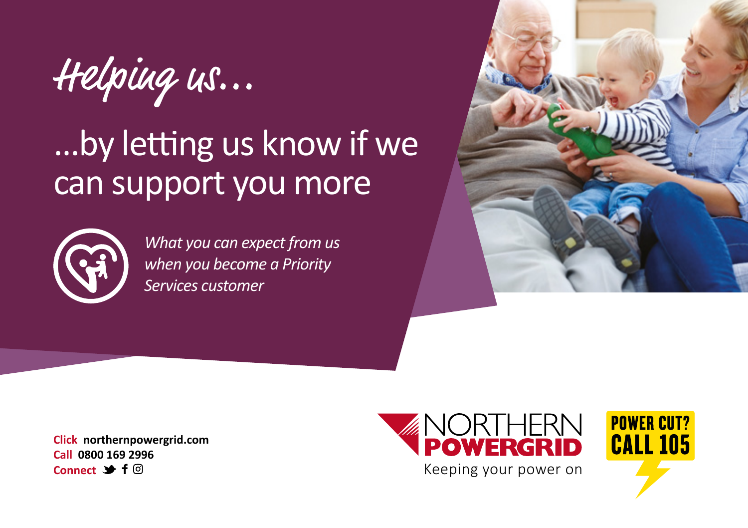# Helping us...

## ...by letting us know if we can support you more

*What you can expect from us when you become a Priority Services customer*

**Click** northernpowergrid.com
**Call** 0800 169 2996
**Connect**

NORTHERN POWERGRID
Keeping your power on

POWER CUT? CALL 105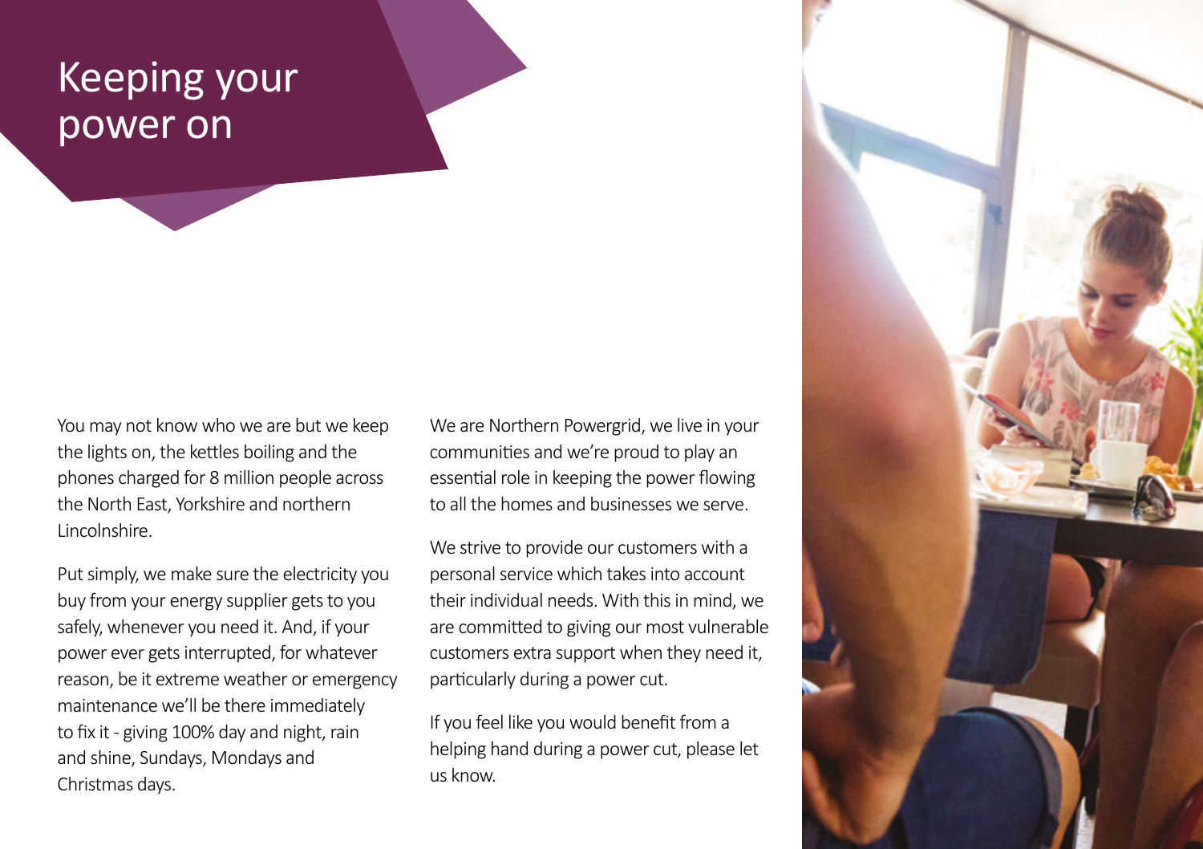# Keeping your power on

You may not know who we are but we keep the lights on, the kettles boiling and the phones charged for 8 million people across the North East, Yorkshire and northern Lincolnshire.

Put simply, we make sure the electricity you buy from your energy supplier gets to you safely, whenever you need it. And, if your power ever gets interrupted, for whatever reason, be it extreme weather or emergency maintenance we'll be there immediately to fix it - giving 100% day and night, rain and shine, Sundays, Mondays and Christmas days.

We are Northern Powergrid, we live in your communities and we're proud to play an essential role in keeping the power flowing to all the homes and businesses we serve.

We strive to provide our customers with a personal service which takes into account their individual needs. With this in mind, we are committed to giving our most vulnerable customers extra support when they need it, particularly during a power cut.

If you feel like you would benefit from a helping hand during a power cut, please let us know.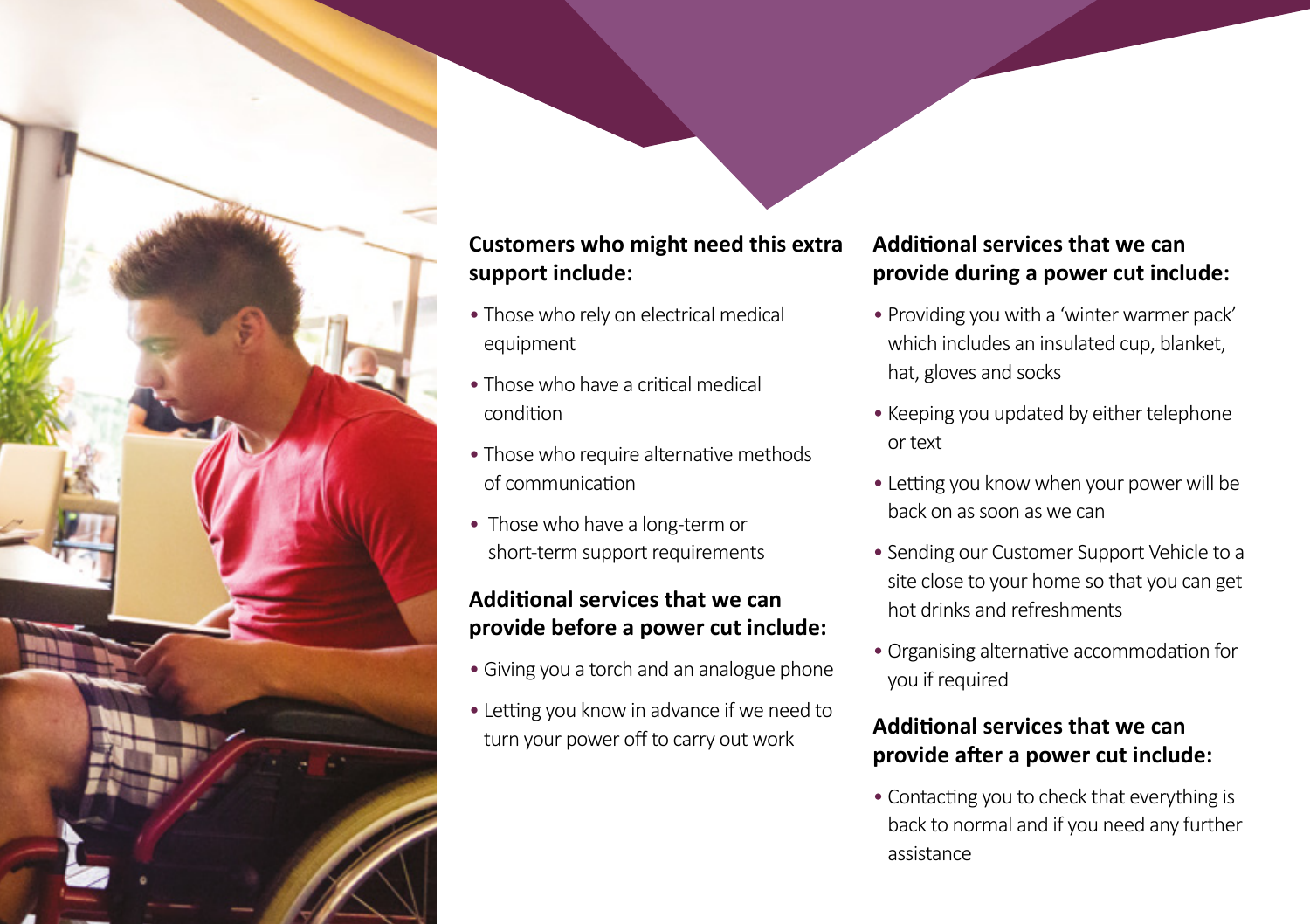## Customers who might need this extra support include:

- Those who rely on electrical medical equipment
- Those who have a critical medical condition
- Those who require alternative methods of communication
- Those who have a long-term or short-term support requirements

## Additional services that we can provide before a power cut include:

- Giving you a torch and an analogue phone
- Letting you know in advance if we need to turn your power off to carry out work

## Additional services that we can provide during a power cut include:

- Providing you with a 'winter warmer pack' which includes an insulated cup, blanket, hat, gloves and socks
- Keeping you updated by either telephone or text
- Letting you know when your power will be back on as soon as we can
- Sending our Customer Support Vehicle to a site close to your home so that you can get hot drinks and refreshments
- Organising alternative accommodation for you if required

## Additional services that we can provide after a power cut include:

- Contacting you to check that everything is back to normal and if you need any further assistance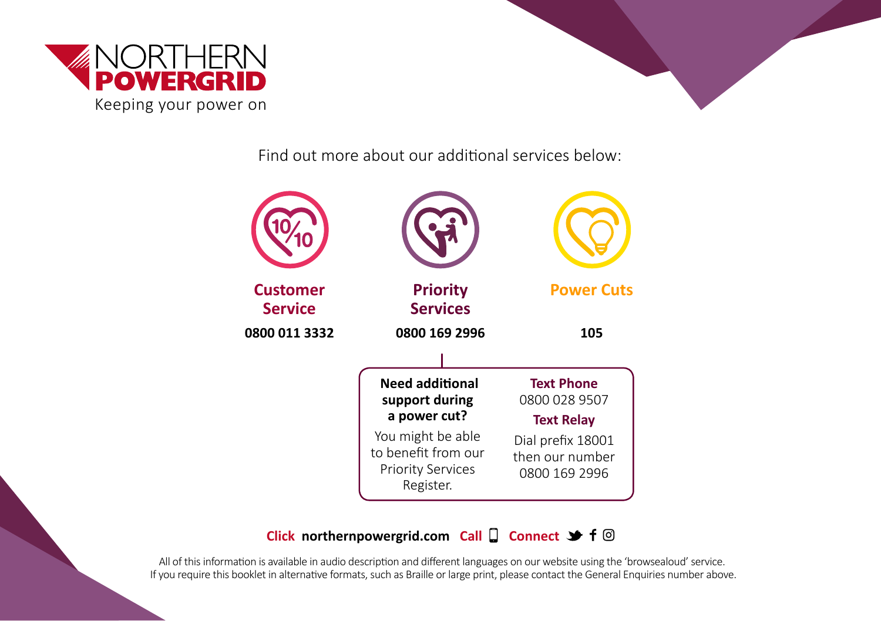NORTHERN POWERGRID

Keeping your power on

Find out more about our additional services below:

**Customer Service**

**0800 011 3332**

**Priority Services**

**0800 169 2996**

**Power Cuts**

**105**

**Need additional support during a power cut?**

You might be able to benefit from our Priority Services Register.

**Text Phone**
0800 028 9507

**Text Relay**
Dial prefix 18001 then our number 0800 169 2996

**Click** **northernpowergrid.com** **Call** **Connect**

All of this information is available in audio description and different languages on our website using the 'browsealoud' service.
If you require this booklet in alternative formats, such as Braille or large print, please contact the General Enquiries number above.